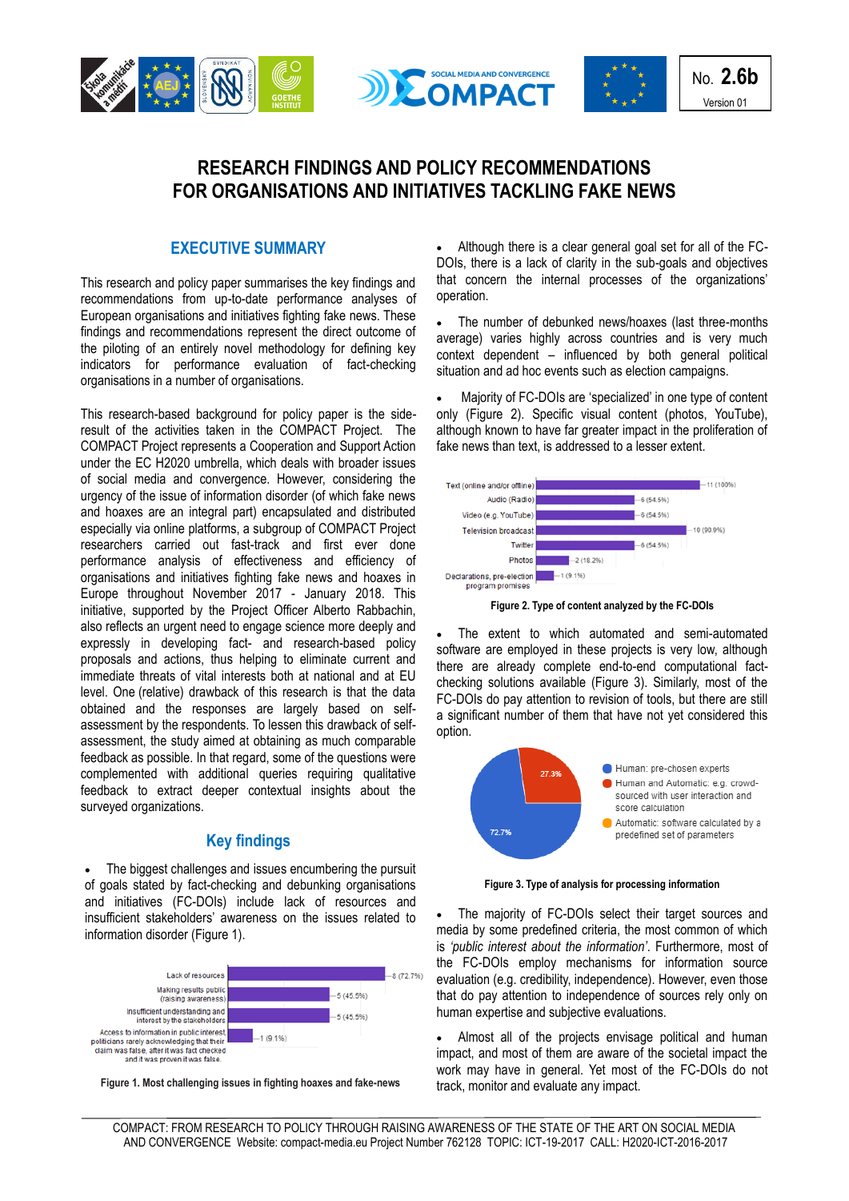No. **2.6b**

Version 01

# RESEARCH FINDINGS AND POLICY RECOMMENDATIONS FOR ORGANISATIONS AND INITIATIVES TACKLING FAKE NEWS

## EXECUTIVE SUMMARY

This research and policy paper summarises the key findings and recommendations from up-to-date performance analyses of European organisations and initiatives fighting fake news. These findings and recommendations represent the direct outcome of the piloting of an entirely novel methodology for defining key indicators for performance evaluation of fact-checking organisations in a number of organisations.

This research-based background for policy paper is the side-result of the activities taken in the COMPACT Project. The COMPACT Project represents a Cooperation and Support Action under the EC H2020 umbrella, which deals with broader issues of social media and convergence. However, considering the urgency of the issue of information disorder (of which fake news and hoaxes are an integral part) encapsulated and distributed especially via online platforms, a subgroup of COMPACT Project researchers carried out fast-track and first ever done performance analysis of effectiveness and efficiency of organisations and initiatives fighting fake news and hoaxes in Europe throughout November 2017 - January 2018. This initiative, supported by the Project Officer Alberto Rabbachin, also reflects an urgent need to engage science more deeply and expressly in developing fact- and research-based policy proposals and actions, thus helping to eliminate current and immediate threats of vital interests both at national and at EU level. One (relative) drawback of this research is that the data obtained and the responses are largely based on self-assessment by the respondents. To lessen this drawback of self-assessment, the study aimed at obtaining as much comparable feedback as possible. In that regard, some of the questions were complemented with additional queries requiring qualitative feedback to extract deeper contextual insights about the surveyed organizations.

## Key findings

- The biggest challenges and issues encumbering the pursuit of goals stated by fact-checking and debunking organisations and initiatives (FC-DOIs) include lack of resources and insufficient stakeholders' awareness on the issues related to information disorder (Figure 1).

| Issue | Count (%) |
|---|---|
| Lack of resources | 8 (72.7%) |
| Making results public (raising awareness) | 5 (45.5%) |
| Insufficient understanding and interest by the stakeholders | 5 (45.5%) |
| Access to information in public interest, politicians rarely acknowledging that their claim was false, after it was fact checked and it was proven it was false | 1 (9.1%) |

**Figure 1. Most challenging issues in fighting hoaxes and fake-news**

- Although there is a clear general goal set for all of the FC-DOIs, there is a lack of clarity in the sub-goals and objectives that concern the internal processes of the organizations' operation.

- The number of debunked news/hoaxes (last three-months average) varies highly across countries and is very much context dependent – influenced by both general political situation and ad hoc events such as election campaigns.

- Majority of FC-DOIs are 'specialized' in one type of content only (Figure 2). Specific visual content (photos, YouTube), although known to have far greater impact in the proliferation of fake news than text, is addressed to a lesser extent.

| Type of content | Count (%) |
|---|---|
| Text (online and/or offline) | 11 (100%) |
| Audio (Radio) | 6 (54.5%) |
| Video (e.g. YouTube) | 6 (54.5%) |
| Television broadcast | 10 (90.9%) |
| Twitter | 6 (54.5%) |
| Photos | 2 (18.2%) |
| Declarations, pre-election program promises | 1 (9.1%) |

**Figure 2. Type of content analyzed by the FC-DOIs**

- The extent to which automated and semi-automated software are employed in these projects is very low, although there are already complete end-to-end computational fact-checking solutions available (Figure 3). Similarly, most of the FC-DOIs do pay attention to revision of tools, but there are still a significant number of them that have not yet considered this option.

| Type of analysis | Share |
|---|---|
| Human: pre-chosen experts | 72.7% |
| Human and Automatic: e.g. crowd-sourced with user interaction and score calculation | 27.3% |
| Automatic: software calculated by a predefined set of parameters | – |

**Figure 3. Type of analysis for processing information**

- The majority of FC-DOIs select their target sources and media by some predefined criteria, the most common of which is *'public interest about the information'*. Furthermore, most of the FC-DOIs employ mechanisms for information source evaluation (e.g. credibility, independence). However, even those that do pay attention to independence of sources rely only on human expertise and subjective evaluations.

- Almost all of the projects envisage political and human impact, and most of them are aware of the societal impact the work may have in general. Yet most of the FC-DOIs do not track, monitor and evaluate any impact.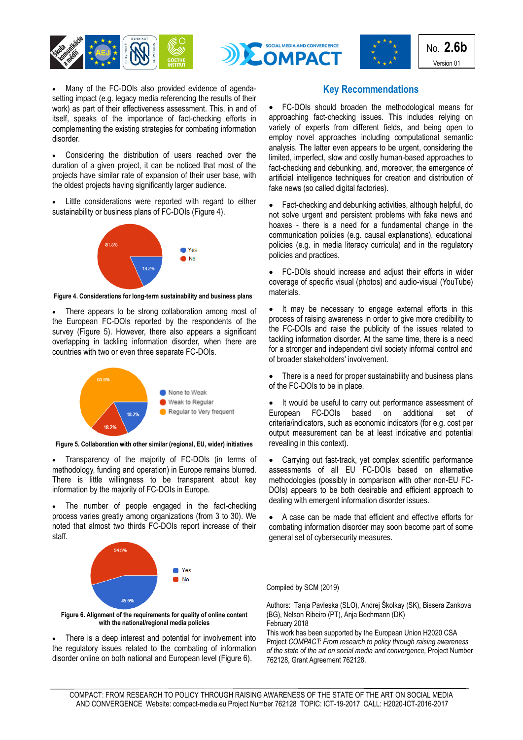- Many of the FC-DOIs also provided evidence of agenda-setting impact (e.g. legacy media referencing the results of their work) as part of their effectiveness assessment. This, in and of itself, speaks of the importance of fact-checking efforts in complementing the existing strategies for combating information disorder.

- Considering the distribution of users reached over the duration of a given project, it can be noticed that most of the projects have similar rate of expansion of their user base, with the oldest projects having significantly larger audience.

- Little considerations were reported with regard to either sustainability or business plans of FC-DOIs (Figure 4).

81.8%
18.2%
Yes
No

**Figure 4. Considerations for long-term sustainability and business plans**

- There appears to be strong collaboration among most of the European FC-DOIs reported by the respondents of the survey (Figure 5). However, there also appears a significant overlapping in tackling information disorder, when there are countries with two or even three separate FC-DOIs.

63.6%
18.2%
18.2%
None to Weak
Weak to Regular
Regular to Very frequent

**Figure 5. Collaboration with other similar (regional, EU, wider) initiatives**

- Transparency of the majority of FC-DOIs (in terms of methodology, funding and operation) in Europe remains blurred. There is little willingness to be transparent about key information by the majority of FC-DOIs in Europe.

- The number of people engaged in the fact-checking process varies greatly among organizations (from 3 to 30). We noted that almost two thirds FC-DOIs report increase of their staff.

54.5%
45.5%
Yes
No

**Figure 6. Alignment of the requirements for quality of online content with the national/regional media policies**

- There is a deep interest and potential for involvement into the regulatory issues related to the combating of information disorder online on both national and European level (Figure 6).

## Key Recommendations

- FC-DOIs should broaden the methodological means for approaching fact-checking issues. This includes relying on variety of experts from different fields, and being open to employ novel approaches including computational semantic analysis. The latter even appears to be urgent, considering the limited, imperfect, slow and costly human-based approaches to fact-checking and debunking, and, moreover, the emergence of artificial intelligence techniques for creation and distribution of fake news (so called digital factories).

- Fact-checking and debunking activities, although helpful, do not solve urgent and persistent problems with fake news and hoaxes - there is a need for a fundamental change in the communication policies (e.g. causal explanations), educational policies (e.g. in media literacy curricula) and in the regulatory policies and practices.

- FC-DOIs should increase and adjust their efforts in wider coverage of specific visual (photos) and audio-visual (YouTube) materials.

- It may be necessary to engage external efforts in this process of raising awareness in order to give more credibility to the FC-DOIs and raise the publicity of the issues related to tackling information disorder. At the same time, there is a need for a stronger and independent civil society informal control and of broader stakeholders' involvement.

- There is a need for proper sustainability and business plans of the FC-DOIs to be in place.

- It would be useful to carry out performance assessment of European FC-DOIs based on additional set of criteria/indicators, such as economic indicators (for e.g. cost per output measurement can be at least indicative and potential revealing in this context).

- Carrying out fast-track, yet complex scientific performance assessments of all EU FC-DOIs based on alternative methodologies (possibly in comparison with other non-EU FC-DOIs) appears to be both desirable and efficient approach to dealing with emergent information disorder issues.

- A case can be made that efficient and effective efforts for combating information disorder may soon become part of some general set of cybersecurity measures.

Compiled by SCM (2019)

Authors: Tanja Pavleska (SLO), Andrej Školkay (SK), Bissera Zankova (BG), Nelson Ribeiro (PT), Anja Bechmann (DK)
February 2018
This work has been supported by the European Union H2020 CSA Project *COMPACT: From research to policy through raising awareness of the state of the art on social media and convergence*, Project Number 762128, Grant Agreement 762128.